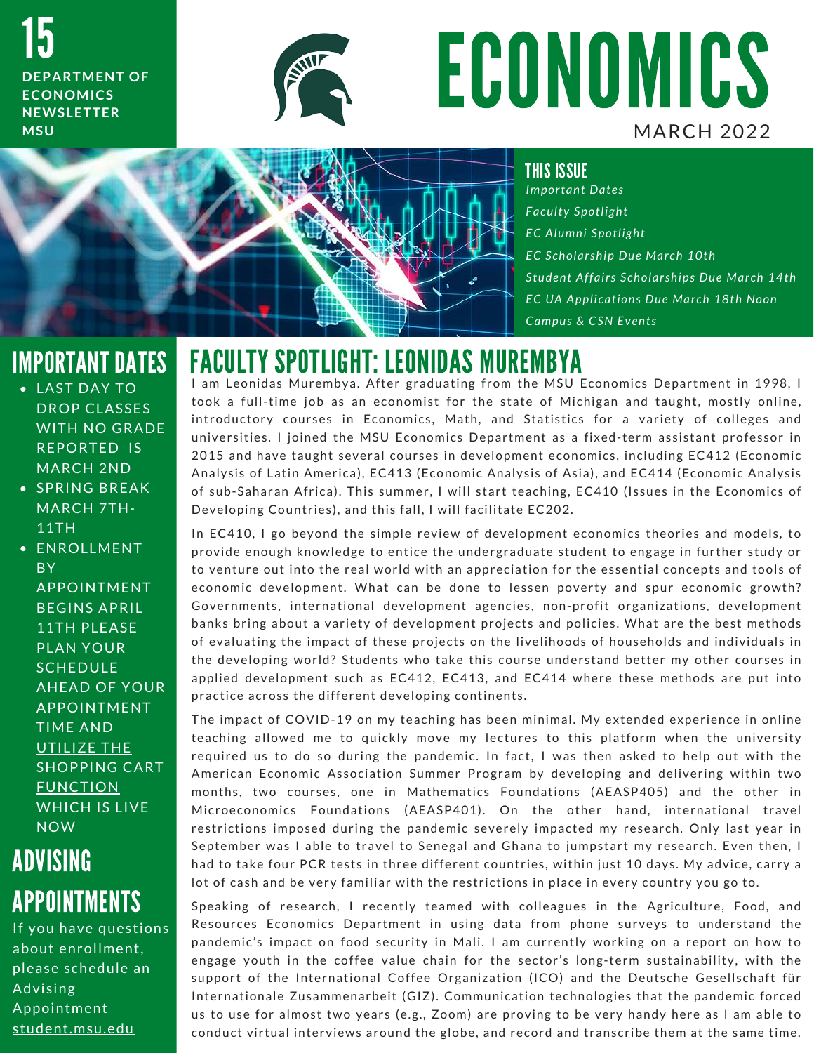15

DEPARTMENT OF ECONOMICS NEWSLETTER MSU

# ECONOMICS

MARCH 2022

## THIS ISSUE

*Important Dates*
*Faculty Spotlight*
*EC Alumni Spotlight*
*EC Scholarship Due March 10th*
*Student Affairs Scholarships Due March 14th*
*EC UA Applications Due March 18th Noon*
*Campus & CSN Events*

## IMPORTANT DATES

- LAST DAY TO DROP CLASSES WITH NO GRADE REPORTED IS MARCH 2ND
- SPRING BREAK MARCH 7TH-11TH
- ENROLLMENT BY APPOINTMENT BEGINS APRIL 11TH PLEASE PLAN YOUR SCHEDULE AHEAD OF YOUR APPOINTMENT TIME AND UTILIZE THE SHOPPING CART FUNCTION WHICH IS LIVE NOW

## ADVISING APPOINTMENTS

If you have questions about enrollment, please schedule an Advising Appointment student.msu.edu

## FACULTY SPOTLIGHT: LEONIDAS MUREMBYA

I am Leonidas Murembya. After graduating from the MSU Economics Department in 1998, I took a full-time job as an economist for the state of Michigan and taught, mostly online, introductory courses in Economics, Math, and Statistics for a variety of colleges and universities. I joined the MSU Economics Department as a fixed-term assistant professor in 2015 and have taught several courses in development economics, including EC412 (Economic Analysis of Latin America), EC413 (Economic Analysis of Asia), and EC414 (Economic Analysis of sub-Saharan Africa). This summer, I will start teaching, EC410 (Issues in the Economics of Developing Countries), and this fall, I will facilitate EC202.

In EC410, I go beyond the simple review of development economics theories and models, to provide enough knowledge to entice the undergraduate student to engage in further study or to venture out into the real world with an appreciation for the essential concepts and tools of economic development. What can be done to lessen poverty and spur economic growth? Governments, international development agencies, non-profit organizations, development banks bring about a variety of development projects and policies. What are the best methods of evaluating the impact of these projects on the livelihoods of households and individuals in the developing world? Students who take this course understand better my other courses in applied development such as EC412, EC413, and EC414 where these methods are put into practice across the different developing continents.

The impact of COVID-19 on my teaching has been minimal. My extended experience in online teaching allowed me to quickly move my lectures to this platform when the university required us to do so during the pandemic. In fact, I was then asked to help out with the American Economic Association Summer Program by developing and delivering within two months, two courses, one in Mathematics Foundations (AEASP405) and the other in Microeconomics Foundations (AEASP401). On the other hand, international travel restrictions imposed during the pandemic severely impacted my research. Only last year in September was I able to travel to Senegal and Ghana to jumpstart my research. Even then, I had to take four PCR tests in three different countries, within just 10 days. My advice, carry a lot of cash and be very familiar with the restrictions in place in every country you go to.

Speaking of research, I recently teamed with colleagues in the Agriculture, Food, and Resources Economics Department in using data from phone surveys to understand the pandemic's impact on food security in Mali. I am currently working on a report on how to engage youth in the coffee value chain for the sector's long-term sustainability, with the support of the International Coffee Organization (ICO) and the Deutsche Gesellschaft für Internationale Zusammenarbeit (GIZ). Communication technologies that the pandemic forced us to use for almost two years (e.g., Zoom) are proving to be very handy here as I am able to conduct virtual interviews around the globe, and record and transcribe them at the same time.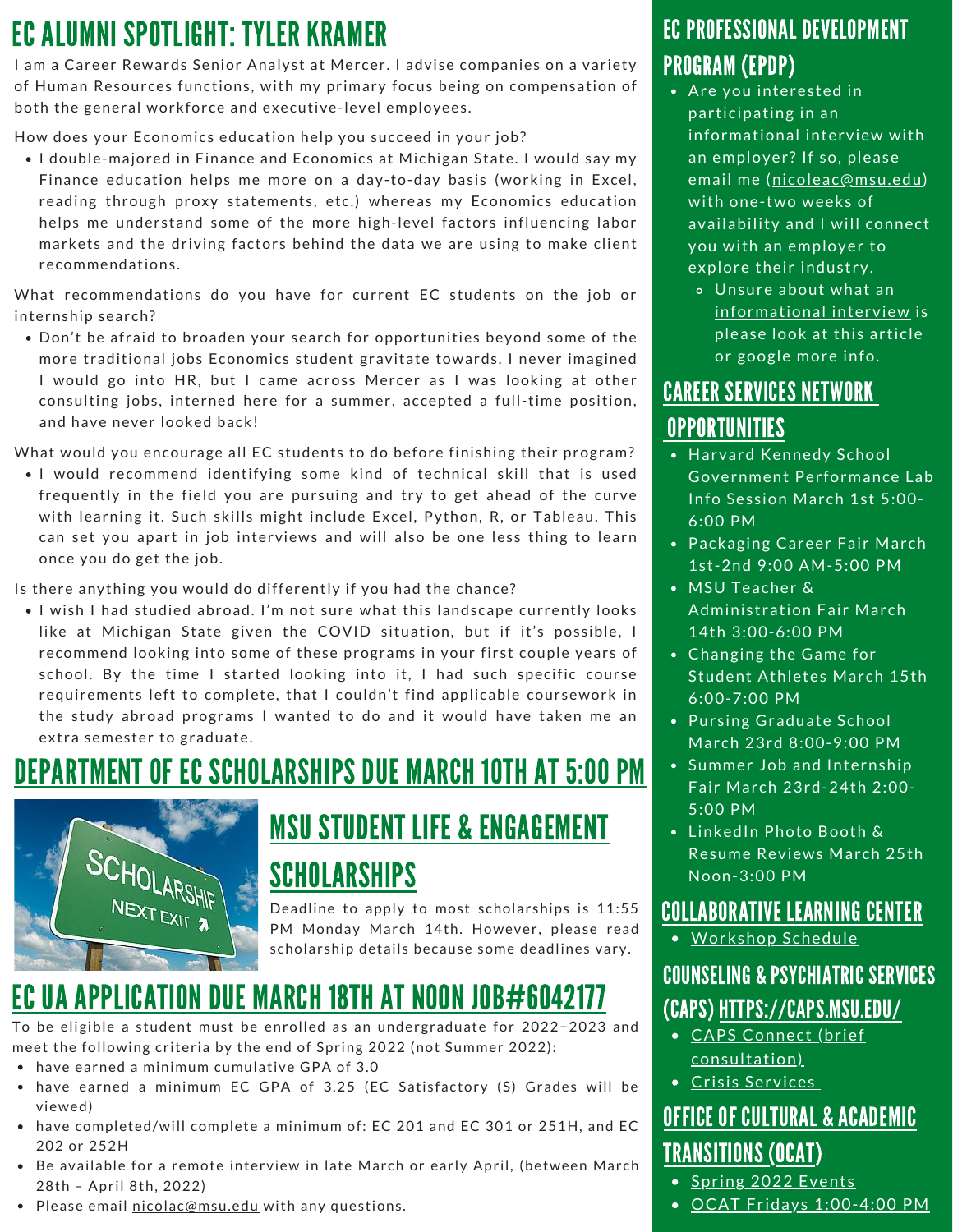# EC ALUMNI SPOTLIGHT: TYLER KRAMER

I am a Career Rewards Senior Analyst at Mercer. I advise companies on a variety of Human Resources functions, with my primary focus being on compensation of both the general workforce and executive-level employees.

How does your Economics education help you succeed in your job?

- I double-majored in Finance and Economics at Michigan State. I would say my Finance education helps me more on a day-to-day basis (working in Excel, reading through proxy statements, etc.) whereas my Economics education helps me understand some of the more high-level factors influencing labor markets and the driving factors behind the data we are using to make client recommendations.

What recommendations do you have for current EC students on the job or internship search?

- Don't be afraid to broaden your search for opportunities beyond some of the more traditional jobs Economics student gravitate towards. I never imagined I would go into HR, but I came across Mercer as I was looking at other consulting jobs, interned here for a summer, accepted a full-time position, and have never looked back!

What would you encourage all EC students to do before finishing their program?

- I would recommend identifying some kind of technical skill that is used frequently in the field you are pursuing and try to get ahead of the curve with learning it. Such skills might include Excel, Python, R, or Tableau. This can set you apart in job interviews and will also be one less thing to learn once you do get the job.

Is there anything you would do differently if you had the chance?

- I wish I had studied abroad. I'm not sure what this landscape currently looks like at Michigan State given the COVID situation, but if it's possible, I recommend looking into some of these programs in your first couple years of school. By the time I started looking into it, I had such specific course requirements left to complete, that I couldn't find applicable coursework in the study abroad programs I wanted to do and it would have taken me an extra semester to graduate.

# DEPARTMENT OF EC SCHOLARSHIPS DUE MARCH 10TH AT 5:00 PM

# MSU STUDENT LIFE & ENGAGEMENT SCHOLARSHIPS

Deadline to apply to most scholarships is 11:55 PM Monday March 14th. However, please read scholarship details because some deadlines vary.

# EC UA APPLICATION DUE MARCH 18TH AT NOON JOB#6042177

To be eligible a student must be enrolled as an undergraduate for 2022–2023 and meet the following criteria by the end of Spring 2022 (not Summer 2022):

- have earned a minimum cumulative GPA of 3.0
- have earned a minimum EC GPA of 3.25 (EC Satisfactory (S) Grades will be viewed)
- have completed/will complete a minimum of: EC 201 and EC 301 or 251H, and EC 202 or 252H
- Be available for a remote interview in late March or early April, (between March 28th – April 8th, 2022)
- Please email nicolac@msu.edu with any questions.

## EC PROFESSIONAL DEVELOPMENT PROGRAM (EPDP)

- Are you interested in participating in an informational interview with an employer? If so, please email me (nicoleac@msu.edu) with one-two weeks of availability and I will connect you with an employer to explore their industry.
  - Unsure about what an informational interview is please look at this article or google more info.

## CAREER SERVICES NETWORK OPPORTUNITIES

- Harvard Kennedy School Government Performance Lab Info Session March 1st 5:00-6:00 PM
- Packaging Career Fair March 1st-2nd 9:00 AM-5:00 PM
- MSU Teacher & Administration Fair March 14th 3:00-6:00 PM
- Changing the Game for Student Athletes March 15th 6:00-7:00 PM
- Pursing Graduate School March 23rd 8:00-9:00 PM
- Summer Job and Internship Fair March 23rd-24th 2:00-5:00 PM
- LinkedIn Photo Booth & Resume Reviews March 25th Noon-3:00 PM

## COLLABORATIVE LEARNING CENTER

- Workshop Schedule

## COUNSELING & PSYCHIATRIC SERVICES (CAPS) HTTPS://CAPS.MSU.EDU/

- CAPS Connect (brief consultation)
- Crisis Services

## OFFICE OF CULTURAL & ACADEMIC TRANSITIONS (OCAT)

- Spring 2022 Events
- OCAT Fridays 1:00-4:00 PM